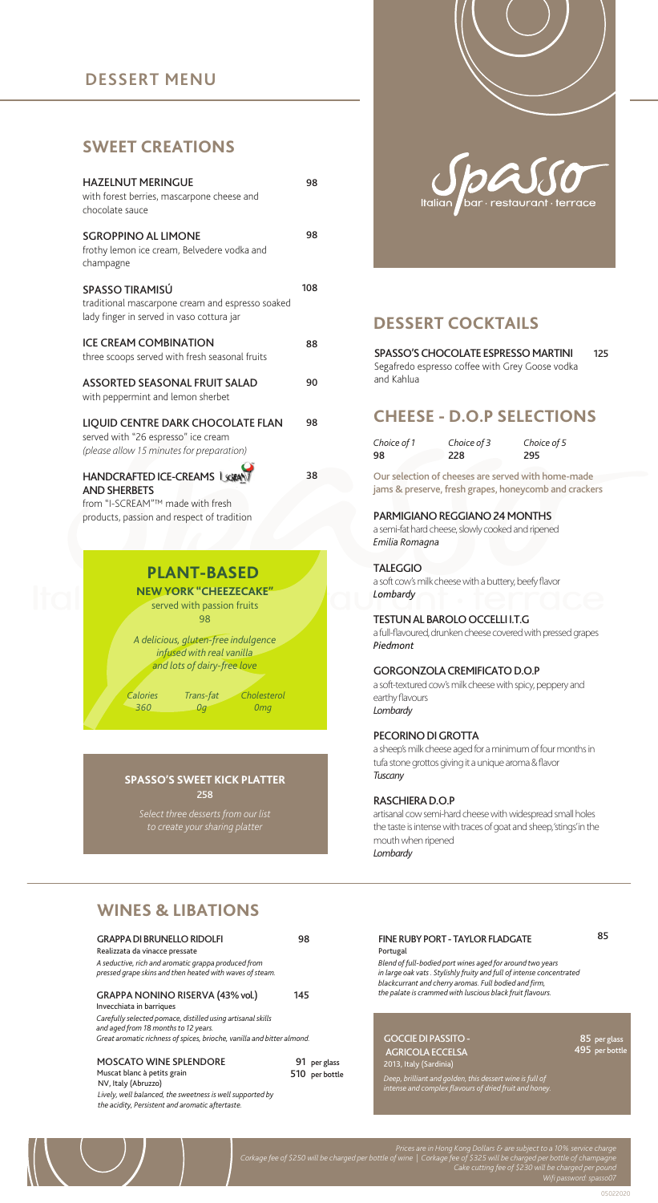## DESSERT MENU

## SWEET CREATIONS

**HAZELNUT MERINGUE** 98
with forest berries, mascarpone cheese and chocolate sauce

**SGROPPINO AL LIMONE** 98
frothy lemon ice cream, Belvedere vodka and champagne

**SPASSO TIRAMISÚ** 108
traditional mascarpone cream and espresso soaked lady finger in served in vaso cottura jar

**ICE CREAM COMBINATION** 88
three scoops served with fresh seasonal fruits

**ASSORTED SEASONAL FRUIT SALAD** 90
with peppermint and lemon sherbet

**LIQUID CENTRE DARK CHOCOLATE FLAN** 98
served with "26 espresso" ice cream
*(please allow 15 minutes for preparation)*

**HANDCRAFTED ICE-CREAMS AND SHERBETS** 38
from "I-SCREAM"™ made with fresh products, passion and respect of tradition

### PLANT-BASED

**NEW YORK "CHEEZECAKE"**
served with passion fruits
98

*A delicious, gluten-free indulgence infused with real vanilla and lots of dairy-free love*

| Calories | Trans-fat | Cholesterol |
| --- | --- | --- |
| 360 | 0g | 0mg |

### SPASSO'S SWEET KICK PLATTER

258

*Select three desserts from our list to create your sharing platter*

Spasso
Italian bar · restaurant · terrace

## DESSERT COCKTAILS

**SPASSO'S CHOCOLATE ESPRESSO MARTINI** 125
Segafredo espresso coffee with Grey Goose vodka and Kahlua

## CHEESE - D.O.P SELECTIONS

| Choice of 1 | Choice of 3 | Choice of 5 |
| --- | --- | --- |
| 98 | 228 | 295 |

Our selection of cheeses are served with home-made jams & preserve, fresh grapes, honeycomb and crackers

**PARMIGIANO REGGIANO 24 MONTHS**
a semi-fat hard cheese, slowly cooked and ripened
*Emilia Romagna*

**TALEGGIO**
a soft cow's milk cheese with a buttery, beefy flavor
*Lombardy*

**TESTUN AL BAROLO OCCELLI I.T.G**
a full-flavoured, drunken cheese covered with pressed grapes
*Piedmont*

**GORGONZOLA CREMIFICATO D.O.P**
a soft-textured cow's milk cheese with spicy, peppery and earthy flavours
*Lombardy*

**PECORINO DI GROTTA**
a sheep's milk cheese aged for a minimum of four months in tufa stone grottos giving it a unique aroma & flavor
*Tuscany*

**RASCHIERA D.O.P**
artisanal cow semi-hard cheese with widespread small holes the taste is intense with traces of goat and sheep,'stings'in the mouth when ripened
*Lombardy*

## WINES & LIBATIONS

**GRAPPA DI BRUNELLO RIDOLFI** 98
Realizzata da vinacce pressate
*A seductive, rich and aromatic grappa produced from pressed grape skins and then heated with waves of steam.*

**GRAPPA NONINO RISERVA (43% vol.)** 145
Invecchiata in barriques
*Carefully selected pomace, distilled using artisanal skills and aged from 18 months to 12 years. Great aromatic richness of spices, brioche, vanilla and bitter almond.*

**MOSCATO WINE SPLENDORE** 91 per glass / 510 per bottle
Muscat blanc à petits grain
NV, Italy (Abruzzo)
*Lively, well balanced, the sweetness is well supported by the acidity, Persistent and aromatic aftertaste.*

**FINE RUBY PORT - TAYLOR FLADGATE** 85
Portugal
*Blend of full-bodied port wines aged for around two years in large oak vats . Stylishly fruity and full of intense concentrated blackcurrant and cherry aromas. Full bodied and firm, the palate is crammed with luscious black fruit flavours.*

**GOCCIE DI PASSITO - AGRICOLA ECCELSA** 85 per glass / 495 per bottle
2013, Italy (Sardinia)
*Deep, brilliant and golden, this dessert wine is full of intense and complex flavours of dried fruit and honey.*

*Prices are in Hong Kong Dollars & are subject to a 10% service charge*
*Corkage fee of $250 will be charged per bottle of wine | Corkage fee of $325 will be charged per bottle of champagne*
*Cake cutting fee of $230 will be charged per pound*
*Wifi password: spasso07*

05022020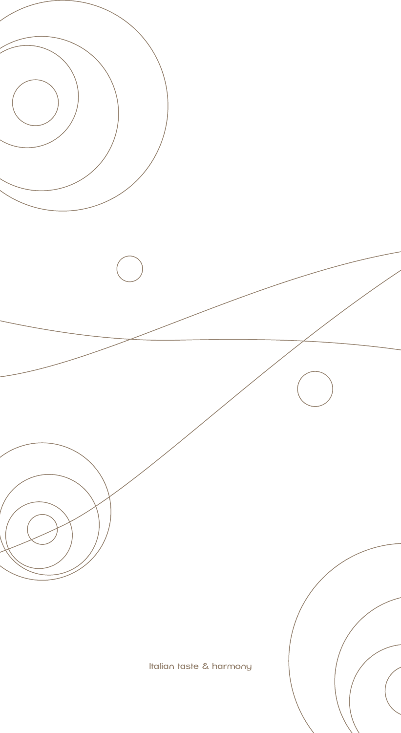Italian taste & harmony